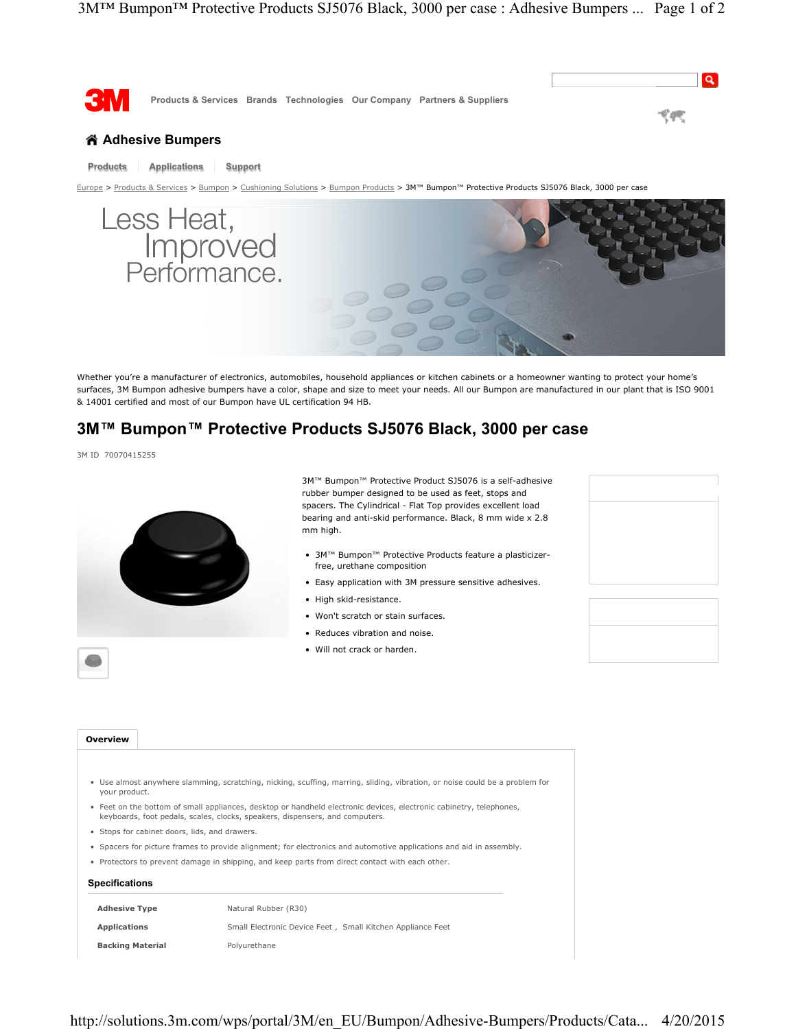Products & Services Brands Technologies Our Company Partners & Suppliers

# Adhesive Bumpers

Products | Applications | Support

Europe > Products & Services > Bumpon > Cushioning Solutions > Bumpon Products > 3M™ Bumpon™ Protective Products SJ5076 Black, 3000 per case

Less Heat, Improved Performance.

Whether you're a manufacturer of electronics, automobiles, household appliances or kitchen cabinets or a homeowner wanting to protect your home's surfaces, 3M Bumpon adhesive bumpers have a color, shape and size to meet your needs. All our Bumpon are manufactured in our plant that is ISO 9001 & 14001 certified and most of our Bumpon have UL certification 94 HB.

## 3M™ Bumpon™ Protective Products SJ5076 Black, 3000 per case

3M ID 70070415255

3M™ Bumpon™ Protective Product SJ5076 is a self-adhesive rubber bumper designed to be used as feet, stops and spacers. The Cylindrical - Flat Top provides excellent load bearing and anti-skid performance. Black, 8 mm wide x 2.8 mm high.

- 3M™ Bumpon™ Protective Products feature a plasticizer-free, urethane composition
- Easy application with 3M pressure sensitive adhesives.
- High skid-resistance.
- Won't scratch or stain surfaces.
- Reduces vibration and noise.
- Will not crack or harden.

### Overview

- Use almost anywhere slamming, scratching, nicking, scuffing, marring, sliding, vibration, or noise could be a problem for your product.
- Feet on the bottom of small appliances, desktop or handheld electronic devices, electronic cabinetry, telephones, keyboards, foot pedals, scales, clocks, speakers, dispensers, and computers.
- Stops for cabinet doors, lids, and drawers.
- Spacers for picture frames to provide alignment; for electronics and automotive applications and aid in assembly.
- Protectors to prevent damage in shipping, and keep parts from direct contact with each other.

### Specifications

| | |
|---|---|
| **Adhesive Type** | Natural Rubber (R30) |
| **Applications** | Small Electronic Device Feet , Small Kitchen Appliance Feet |
| **Backing Material** | Polyurethane |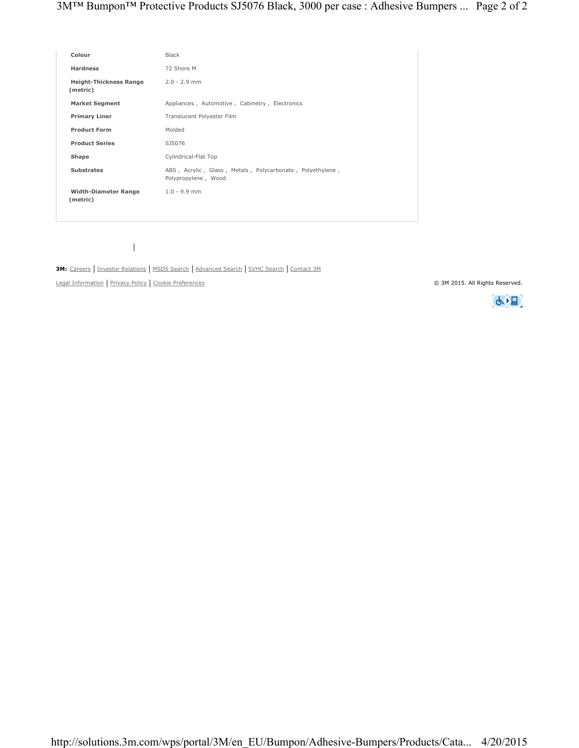| | |
|---|---|
| **Colour** | Black |
| **Hardness** | 72 Shore M |
| **Height-Thickness Range (metric)** | 2.0 - 2.9 mm |
| **Market Segment** | Appliances , Automotive , Cabinetry , Electronics |
| **Primary Liner** | Translucent Polyester Film |
| **Product Form** | Molded |
| **Product Series** | SJ5076 |
| **Shape** | Cylindrical-Flat Top |
| **Substrates** | ABS , Acrylic , Glass , Metals , Polycarbonate , Polyethylene , Polypropylene , Wood |
| **Width-Diameter Range (metric)** | 1.0 - 9.9 mm |

**3M:** Careers | Investor Relations | MSDS Search | Advanced Search | SVHC Search | Contact 3M

Legal Information | Privacy Policy | Cookie Preferences

© 3M 2015. All Rights Reserved.